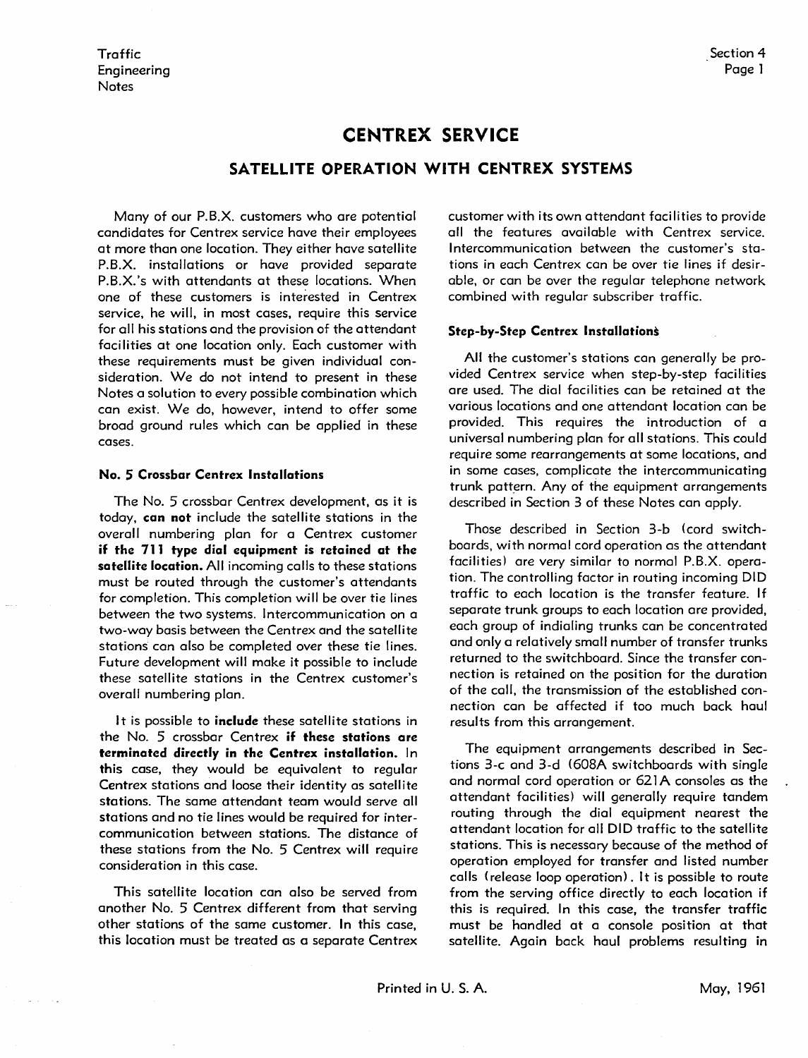# CENTREX SERVICE

## SATELLITE OPERATION WITH CENTREX SYSTEMS

Many of our P.B.X. customers who are potential candidates for Centrex service have their employees at more than one location. They either have satellite P.B.X. installations or have provided separate P.B.X.'s with attendants at these locations. When one of these customers is interested in Centrex service, he will, in most cases, require this service for all his stations and the provision of the attendant facilities at one location only. Each customer with these requirements must be given individual consideration. We do not intend to present in these Notes a solution to every possible combination which can exist. We do, however, intend to offer some broad ground rules which can be applied in these cases.

### No. 5 Crossbar Centrex Installations

The No. 5 crossbar Centrex development, as it is today, **can not** include the satellite stations in the overall numbering plan for a Centrex customer **if the 711 type dial equipment is retained at the satellite location.** All incoming calls to these stations must be routed through the customer's attendants for completion. This completion will be over tie lines between the two systems. Intercommunication on a two-way basis between the Centrex and the satellite stations can also be completed over these tie lines. Future development will make it possible to include these satellite stations in the Centrex customer's overall numbering plan.

It is possible to **include** these satellite stations in the No. 5 crossbar Centrex **if these stations are terminated directly in the Centrex installation.** In this case, they would be equivalent to regular Centrex stations and loose their identity as satellite stations. The same attendant team would serve all stations and no tie lines would be required for intercommunication between stations. The distance of these stations from the No. 5 Centrex will require consideration in this case.

This satellite location can also be served from another No. 5 Centrex different from that serving other stations of the same customer. In this case, this location must be treated as a separate Centrex customer with its own attendant facilities to provide all the features available with Centrex service. Intercommunication between the customer's stations in each Centrex can be over tie lines if desirable, or can be over the regular telephone network combined with regular subscriber traffic.

### Step-by-Step Centrex Installations

All the customer's stations can generally be provided Centrex service when step-by-step facilities are used. The dial facilities can be retained at the various locations and one attendant location can be provided. This requires the introduction of a universal numbering plan for all stations. This could require some rearrangements at some locations, and in some cases, complicate the intercommunicating trunk pattern. Any of the equipment arrangements described in Section 3 of these Notes can apply.

Those described in Section 3-b (cord switchboards, with normal cord operation as the attendant facilities) are very similar to normal P.B.X. operation. The controlling factor in routing incoming DID traffic to each location is the transfer feature. If separate trunk groups to each location are provided, each group of indialing trunks can be concentrated and only a relatively small number of transfer trunks returned to the switchboard. Since the transfer connection is retained on the position for the duration of the call, the transmission of the established connection can be affected if too much back haul results from this arrangement.

The equipment arrangements described in Sections 3-c and 3-d (608A switchboards with single and normal cord operation or 621A consoles as the attendant facilities) will generally require tandem routing through the dial equipment nearest the attendant location for all DID traffic to the satellite stations. This is necessary because of the method of operation employed for transfer and listed number calls (release loop operation). It is possible to route from the serving office directly to each location if this is required. In this case, the transfer traffic must be handled at a console position at that satellite. Again back haul problems resulting in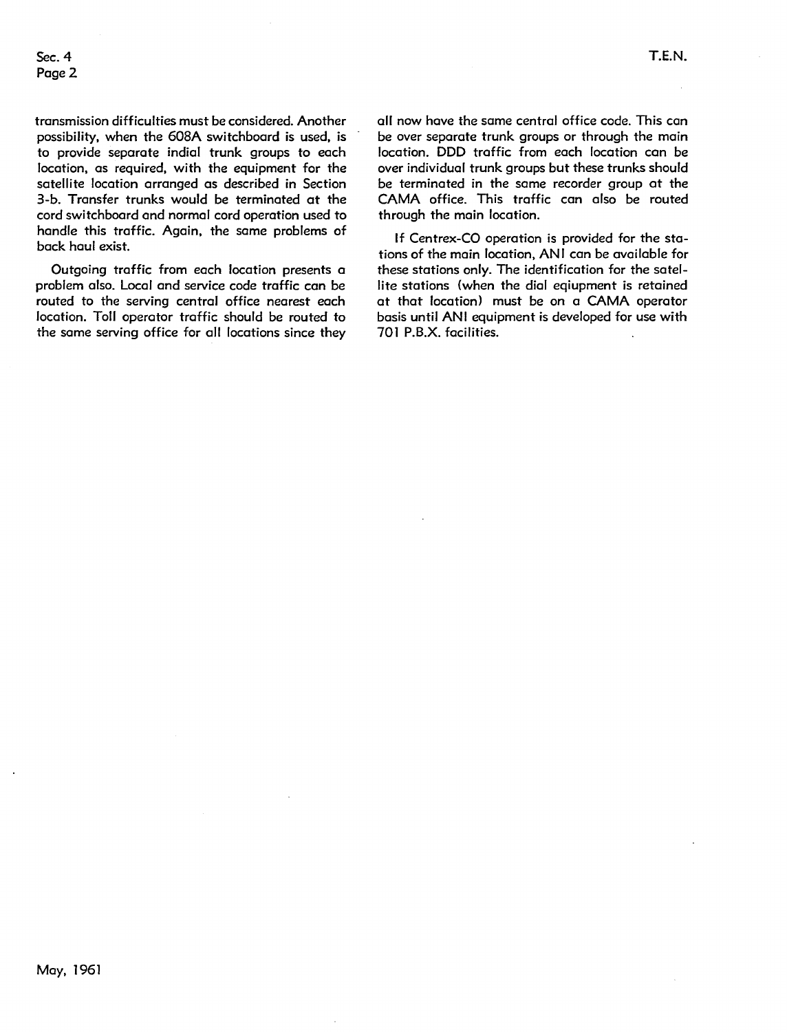transmission difficulties must be considered. Another possibility, when the 608A switchboard is used, is to provide separate indial trunk groups to each location, as required, with the equipment for the satellite location arranged as described in Section 3-b. Transfer trunks would be terminated at the cord switchboard and normal cord operation used to handle this traffic. Again, the same problems of back haul exist.

Outgoing traffic from each location presents a problem also. Local and service code traffic can be routed to the serving central office nearest each location. Toll operator traffic should be routed to the same serving office for all locations since they all now have the same central office code. This can be over separate trunk groups or through the main location. DDD traffic from each location can be over individual trunk groups but these trunks should be terminated in the same recorder group at the CAMA office. This traffic can also be routed through the main location.

If Centrex-CO operation is provided for the stations of the main location, ANI can be available for these stations only. The identification for the satellite stations (when the dial eqiupment is retained at that location) must be on a CAMA operator basis until ANI equipment is developed for use with 701 P.B.X. facilities.